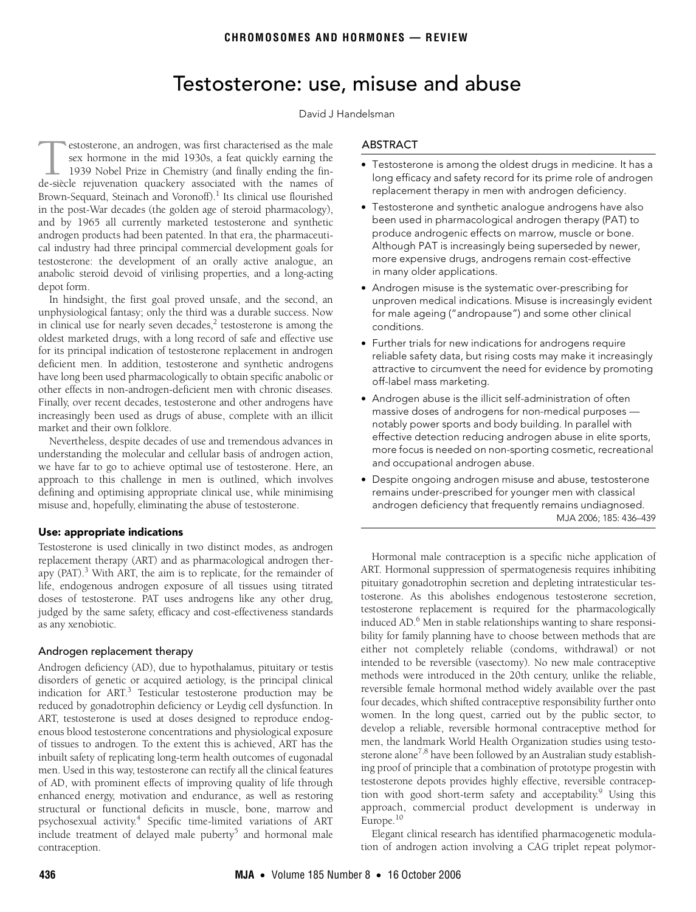# Testosterone: use, misuse and abuse

David J Handelsman

## ABSTRACT

- Testosterone is among the oldest drugs in medicine. It has a long efficacy and safety record for its prime role of androgen replacement therapy in men with androgen deficiency.
- Testosterone and synthetic analogue androgens have also been used in pharmacological androgen therapy (PAT) to produce androgenic effects on marrow, muscle or bone. Although PAT is increasingly being superseded by newer, more expensive drugs, androgens remain cost-effective in many older applications.
- Androgen misuse is the systematic over-prescribing for unproven medical indications. Misuse is increasingly evident for male ageing ("andropause") and some other clinical conditions.
- Further trials for new indications for androgens require reliable safety data, but rising costs may make it increasingly attractive to circumvent the need for evidence by promoting off-label mass marketing.
- Androgen abuse is the illicit self-administration of often massive doses of androgens for non-medical purposes — notably power sports and body building. In parallel with effective detection reducing androgen abuse in elite sports, more focus is needed on non-sporting cosmetic, recreational and occupational androgen abuse.
- Despite ongoing androgen misuse and abuse, testosterone remains under-prescribed for younger men with classical androgen deficiency that frequently remains undiagnosed.

MJA 2006; 185: 436–439

Testosterone, an androgen, was first characterised as the male sex hormone in the mid 1930s, a feat quickly earning the 1939 Nobel Prize in Chemistry (and finally ending the fin-de-siècle rejuvenation quackery associated with the names of Brown-Sequard, Steinach and Voronoff).[1] Its clinical use flourished in the post-War decades (the golden age of steroid pharmacology), and by 1965 all currently marketed testosterone and synthetic androgen products had been patented. In that era, the pharmaceutical industry had three principal commercial development goals for testosterone: the development of an orally active analogue, an anabolic steroid devoid of virilising properties, and a long-acting depot form.

In hindsight, the first goal proved unsafe, and the second, an unphysiological fantasy; only the third was a durable success. Now in clinical use for nearly seven decades,[2] testosterone is among the oldest marketed drugs, with a long record of safe and effective use for its principal indication of testosterone replacement in androgen deficient men. In addition, testosterone and synthetic androgens have long been used pharmacologically to obtain specific anabolic or other effects in non-androgen-deficient men with chronic diseases. Finally, over recent decades, testosterone and other androgens have increasingly been used as drugs of abuse, complete with an illicit market and their own folklore.

Nevertheless, despite decades of use and tremendous advances in understanding the molecular and cellular basis of androgen action, we have far to go to achieve optimal use of testosterone. Here, an approach to this challenge in men is outlined, which involves defining and optimising appropriate clinical use, while minimising misuse and, hopefully, eliminating the abuse of testosterone.

## Use: appropriate indications

Testosterone is used clinically in two distinct modes, as androgen replacement therapy (ART) and as pharmacological androgen therapy (PAT).[3] With ART, the aim is to replicate, for the remainder of life, endogenous androgen exposure of all tissues using titrated doses of testosterone. PAT uses androgens like any other drug, judged by the same safety, efficacy and cost-effectiveness standards as any xenobiotic.

### Androgen replacement therapy

Androgen deficiency (AD), due to hypothalamus, pituitary or testis disorders of genetic or acquired aetiology, is the principal clinical indication for ART.[3] Testicular testosterone production may be reduced by gonadotrophin deficiency or Leydig cell dysfunction. In ART, testosterone is used at doses designed to reproduce endogenous blood testosterone concentrations and physiological exposure of tissues to androgen. To the extent this is achieved, ART has the inbuilt safety of replicating long-term health outcomes of eugonadal men. Used in this way, testosterone can rectify all the clinical features of AD, with prominent effects of improving quality of life through enhanced energy, motivation and endurance, as well as restoring structural or functional deficits in muscle, bone, marrow and psychosexual activity.[4] Specific time-limited variations of ART include treatment of delayed male puberty[5] and hormonal male contraception.

Hormonal male contraception is a specific niche application of ART. Hormonal suppression of spermatogenesis requires inhibiting pituitary gonadotrophin secretion and depleting intratesticular testosterone. As this abolishes endogenous testosterone secretion, testosterone replacement is required for the pharmacologically induced AD.[6] Men in stable relationships wanting to share responsibility for family planning have to choose between methods that are either not completely reliable (condoms, withdrawal) or not intended to be reversible (vasectomy). No new male contraceptive methods were introduced in the 20th century, unlike the reliable, reversible female hormonal method widely available over the past four decades, which shifted contraceptive responsibility further onto women. In the long quest, carried out by the public sector, to develop a reliable, reversible hormonal contraceptive method for men, the landmark World Health Organization studies using testosterone alone[7,8] have been followed by an Australian study establishing proof of principle that a combination of prototype progestin with testosterone depots provides highly effective, reversible contraception with good short-term safety and acceptability.[9] Using this approach, commercial product development is underway in Europe.[10]

Elegant clinical research has identified pharmacogenetic modulation of androgen action involving a CAG triplet repeat polymor-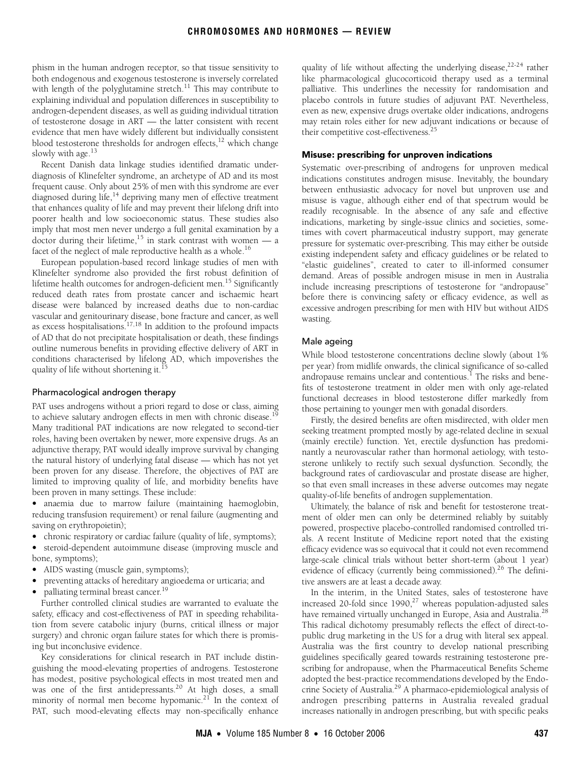phism in the human androgen receptor, so that tissue sensitivity to both endogenous and exogenous testosterone is inversely correlated with length of the polyglutamine stretch.[11] This may contribute to explaining individual and population differences in susceptibility to androgen-dependent diseases, as well as guiding individual titration of testosterone dosage in ART — the latter consistent with recent evidence that men have widely different but individually consistent blood testosterone thresholds for androgen effects,[12] which change slowly with age.[13]

Recent Danish data linkage studies identified dramatic under-diagnosis of Klinefelter syndrome, an archetype of AD and its most frequent cause. Only about 25% of men with this syndrome are ever diagnosed during life,[14] depriving many men of effective treatment that enhances quality of life and may prevent their lifelong drift into poorer health and low socioeconomic status. These studies also imply that most men never undergo a full genital examination by a doctor during their lifetime,[15] in stark contrast with women — a facet of the neglect of male reproductive health as a whole.[16]

European population-based record linkage studies of men with Klinefelter syndrome also provided the first robust definition of lifetime health outcomes for androgen-deficient men.[15] Significantly reduced death rates from prostate cancer and ischaemic heart disease were balanced by increased deaths due to non-cardiac vascular and genitourinary disease, bone fracture and cancer, as well as excess hospitalisations.[17,18] In addition to the profound impacts of AD that do not precipitate hospitalisation or death, these findings outline numerous benefits in providing effective delivery of ART in conditions characterised by lifelong AD, which impoverishes the quality of life without shortening it.[15]

### Pharmacological androgen therapy

PAT uses androgens without a priori regard to dose or class, aiming to achieve salutary androgen effects in men with chronic disease.[19] Many traditional PAT indications are now relegated to second-tier roles, having been overtaken by newer, more expensive drugs. As an adjunctive therapy, PAT would ideally improve survival by changing the natural history of underlying fatal disease — which has not yet been proven for any disease. Therefore, the objectives of PAT are limited to improving quality of life, and morbidity benefits have been proven in many settings. These include:

- anaemia due to marrow failure (maintaining haemoglobin, reducing transfusion requirement) or renal failure (augmenting and saving on erythropoietin);
- chronic respiratory or cardiac failure (quality of life, symptoms);
- steroid-dependent autoimmune disease (improving muscle and bone, symptoms);
- AIDS wasting (muscle gain, symptoms);
- preventing attacks of hereditary angioedema or urticaria; and
- palliating terminal breast cancer.[19]

Further controlled clinical studies are warranted to evaluate the safety, efficacy and cost-effectiveness of PAT in speeding rehabilitation from severe catabolic injury (burns, critical illness or major surgery) and chronic organ failure states for which there is promising but inconclusive evidence.

Key considerations for clinical research in PAT include distinguishing the mood-elevating properties of androgens. Testosterone has modest, positive psychological effects in most treated men and was one of the first antidepressants.[20] At high doses, a small minority of normal men become hypomanic.[21] In the context of PAT, such mood-elevating effects may non-specifically enhance quality of life without affecting the underlying disease,[22-24] rather like pharmacological glucocorticoid therapy used as a terminal palliative. This underlines the necessity for randomisation and placebo controls in future studies of adjuvant PAT. Nevertheless, even as new, expensive drugs overtake older indications, androgens may retain roles either for new adjuvant indications or because of their competitive cost-effectiveness.[25]

## Misuse: prescribing for unproven indications

Systematic over-prescribing of androgens for unproven medical indications constitutes androgen misuse. Inevitably, the boundary between enthusiastic advocacy for novel but unproven use and misuse is vague, although either end of that spectrum would be readily recognisable. In the absence of any safe and effective indications, marketing by single-issue clinics and societies, sometimes with covert pharmaceutical industry support, may generate pressure for systematic over-prescribing. This may either be outside existing independent safety and efficacy guidelines or be related to "elastic guidelines", created to cater to ill-informed consumer demand. Areas of possible androgen misuse in men in Australia include increasing prescriptions of testosterone for "andropause" before there is convincing safety or efficacy evidence, as well as excessive androgen prescribing for men with HIV but without AIDS wasting.

### Male ageing

While blood testosterone concentrations decline slowly (about 1% per year) from midlife onwards, the clinical significance of so-called andropause remains unclear and contentious.[1] The risks and benefits of testosterone treatment in older men with only age-related functional decreases in blood testosterone differ markedly from those pertaining to younger men with gonadal disorders.

Firstly, the desired benefits are often misdirected, with older men seeking treatment prompted mostly by age-related decline in sexual (mainly erectile) function. Yet, erectile dysfunction has predominantly a neurovascular rather than hormonal aetiology, with testosterone unlikely to rectify such sexual dysfunction. Secondly, the background rates of cardiovascular and prostate disease are higher, so that even small increases in these adverse outcomes may negate quality-of-life benefits of androgen supplementation.

Ultimately, the balance of risk and benefit for testosterone treatment of older men can only be determined reliably by suitably powered, prospective placebo-controlled randomised controlled trials. A recent Institute of Medicine report noted that the existing efficacy evidence was so equivocal that it could not even recommend large-scale clinical trials without better short-term (about 1 year) evidence of efficacy (currently being commissioned).[26] The definitive answers are at least a decade away.

In the interim, in the United States, sales of testosterone have increased 20-fold since 1990,[27] whereas population-adjusted sales have remained virtually unchanged in Europe, Asia and Australia.[28] This radical dichotomy presumably reflects the effect of direct-to-public drug marketing in the US for a drug with literal sex appeal. Australia was the first country to develop national prescribing guidelines specifically geared towards restraining testosterone prescribing for andropause, when the Pharmaceutical Benefits Scheme adopted the best-practice recommendations developed by the Endocrine Society of Australia.[29] A pharmaco-epidemiological analysis of androgen prescribing patterns in Australia revealed gradual increases nationally in androgen prescribing, but with specific peaks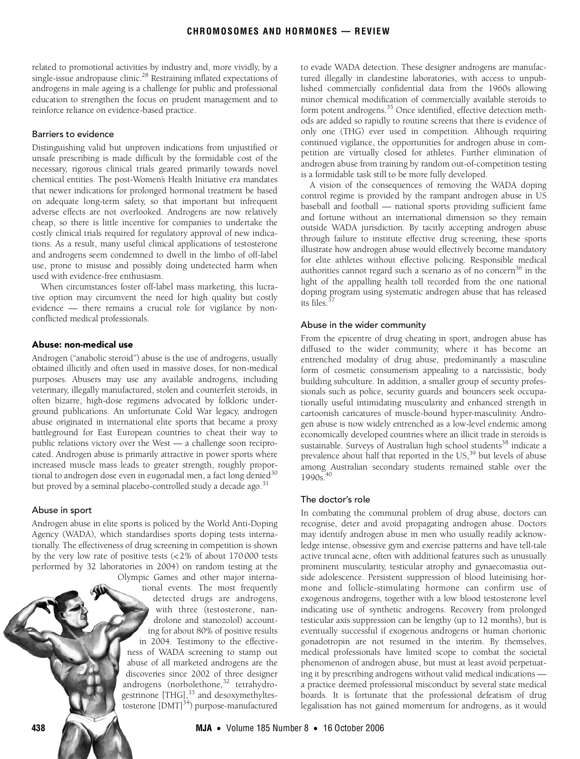related to promotional activities by industry and, more vividly, by a single-issue andropause clinic.[28] Restraining inflated expectations of androgens in male ageing is a challenge for public and professional education to strengthen the focus on prudent management and to reinforce reliance on evidence-based practice.

### Barriers to evidence

Distinguishing valid but unproven indications from unjustified or unsafe prescribing is made difficult by the formidable cost of the necessary, rigorous clinical trials geared primarily towards novel chemical entities. The post-Women's Health Initiative era mandates that newer indications for prolonged hormonal treatment be based on adequate long-term safety, so that important but infrequent adverse effects are not overlooked. Androgens are now relatively cheap, so there is little incentive for companies to undertake the costly clinical trials required for regulatory approval of new indications. As a result, many useful clinical applications of testosterone and androgens seem condemned to dwell in the limbo of off-label use, prone to misuse and possibly doing undetected harm when used with evidence-free enthusiasm.

When circumstances foster off-label mass marketing, this lucrative option may circumvent the need for high quality but costly evidence — there remains a crucial role for vigilance by non-conflicted medical professionals.

## Abuse: non-medical use

Androgen ("anabolic steroid") abuse is the use of androgens, usually obtained illicitly and often used in massive doses, for non-medical purposes. Abusers may use any available androgens, including veterinary, illegally manufactured, stolen and counterfeit steroids, in often bizarre, high-dose regimens advocated by folkloric underground publications. An unfortunate Cold War legacy, androgen abuse originated in international elite sports that became a proxy battleground for East European countries to cheat their way to public relations victory over the West — a challenge soon reciprocated. Androgen abuse is primarily attractive in power sports where increased muscle mass leads to greater strength, roughly proportional to androgen dose even in eugonadal men, a fact long denied[30] but proved by a seminal placebo-controlled study a decade ago.[31]

### Abuse in sport

Androgen abuse in elite sports is policed by the World Anti-Doping Agency (WADA), which standardises sports doping tests internationally. The effectiveness of drug screening in competition is shown by the very low rate of positive tests (< 2% of about 170 000 tests performed by 32 laboratories in 2004) on random testing at the Olympic Games and other major international events. The most frequently detected drugs are androgens, with three (testosterone, nandrolone and stanozolol) accounting for about 80% of positive results in 2004. Testimony to the effectiveness of WADA screening to stamp out abuse of all marketed androgens are the discoveries since 2002 of three designer androgens (norbolethone,[32] tetrahydrogestrinone [THG],[33] and desoxymethyltestosterone [DMT][34]) purpose-manufactured to evade WADA detection. These designer androgens are manufactured illegally in clandestine laboratories, with access to unpublished commercially confidential data from the 1960s allowing minor chemical modification of commercially available steroids to form potent androgens.[35] Once identified, effective detection methods are added so rapidly to routine screens that there is evidence of only one (THG) ever used in competition. Although requiring continued vigilance, the opportunities for androgen abuse in competition are virtually closed for athletes. Further elimination of androgen abuse from training by random out-of-competition testing is a formidable task still to be more fully developed.

A vision of the consequences of removing the WADA doping control regime is provided by the rampant androgen abuse in US baseball and football — national sports providing sufficient fame and fortune without an international dimension so they remain outside WADA jurisdiction. By tacitly accepting androgen abuse through failure to institute effective drug screening, these sports illustrate how androgen abuse would effectively become mandatory for elite athletes without effective policing. Responsible medical authorities cannot regard such a scenario as of no concern[36] in the light of the appalling health toll recorded from the one national doping program using systematic androgen abuse that has released its files.[37]

### Abuse in the wider community

From the epicentre of drug cheating in sport, androgen abuse has diffused to the wider community, where it has become an entrenched modality of drug abuse, predominantly a masculine form of cosmetic consumerism appealing to a narcissistic, body building subculture. In addition, a smaller group of security professionals such as police, security guards and bouncers seek occupationally useful intimidating muscularity and enhanced strength in cartoonish caricatures of muscle-bound hyper-masculinity. Androgen abuse is now widely entrenched as a low-level endemic among economically developed countries where an illicit trade in steroids is sustainable. Surveys of Australian high school students[38] indicate a prevalence about half that reported in the US,[39] but levels of abuse among Australian secondary students remained stable over the 1990s.[40]

### The doctor's role

In combating the communal problem of drug abuse, doctors can recognise, deter and avoid propagating androgen abuse. Doctors may identify androgen abuse in men who usually readily acknowledge intense, obsessive gym and exercise patterns and have tell-tale active truncal acne, often with additional features such as unusually prominent muscularity, testicular atrophy and gynaecomastia outside adolescence. Persistent suppression of blood luteinising hormone and follicle-stimulating hormone can confirm use of exogenous androgens, together with a low blood testosterone level indicating use of synthetic androgens. Recovery from prolonged testicular axis suppression can be lengthy (up to 12 months), but is eventually successful if exogenous androgens or human chorionic gonadotropin are not resumed in the interim. By themselves, medical professionals have limited scope to combat the societal phenomenon of androgen abuse, but must at least avoid perpetuating it by prescribing androgens without valid medical indications — a practice deemed professional misconduct by several state medical boards. It is fortunate that the professional defeatism of drug legalisation has not gained momentum for androgens, as it would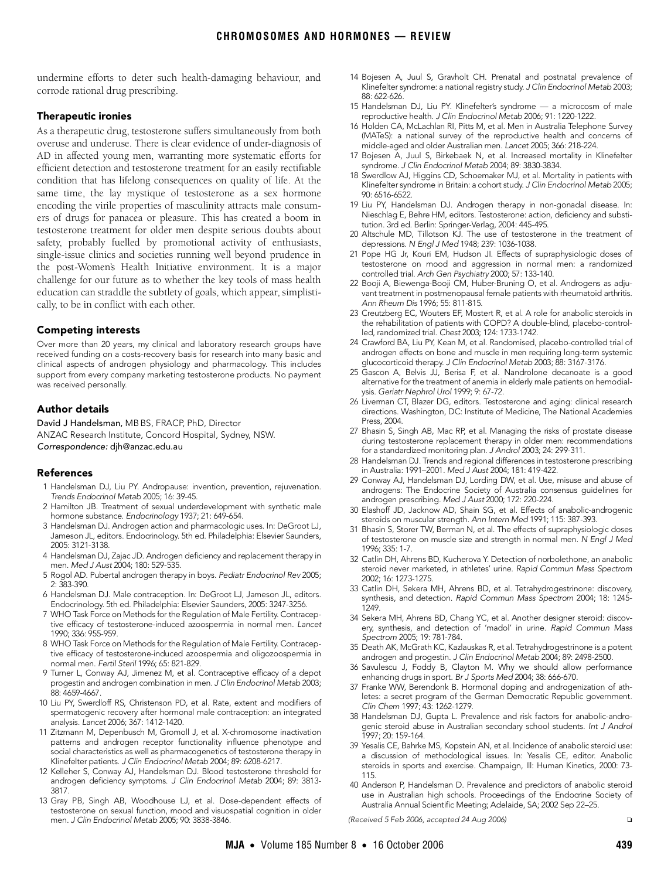undermine efforts to deter such health-damaging behaviour, and corrode rational drug prescribing.

### Therapeutic ironies

As a therapeutic drug, testosterone suffers simultaneously from both overuse and underuse. There is clear evidence of under-diagnosis of AD in affected young men, warranting more systematic efforts for efficient detection and testosterone treatment for an easily rectifiable condition that has lifelong consequences on quality of life. At the same time, the lay mystique of testosterone as a sex hormone encoding the virile properties of masculinity attracts male consumers of drugs for panacea or pleasure. This has created a boom in testosterone treatment for older men despite serious doubts about safety, probably fuelled by promotional activity of enthusiasts, single-issue clinics and societies running well beyond prudence in the post-Women's Health Initiative environment. It is a major challenge for our future as to whether the key tools of mass health education can straddle the subtlety of goals, which appear, simplistically, to be in conflict with each other.

### Competing interests

Over more than 20 years, my clinical and laboratory research groups have received funding on a costs-recovery basis for research into many basic and clinical aspects of androgen physiology and pharmacology. This includes support from every company marketing testosterone products. No payment was received personally.

### Author details

**David J Handelsman**, MB BS, FRACP, PhD, Director
ANZAC Research Institute, Concord Hospital, Sydney, NSW.
*Correspondence:* djh@anzac.edu.au

### References

1 Handelsman DJ, Liu PY. Andropause: invention, prevention, rejuvenation. *Trends Endocrinol Metab* 2005; 16: 39-45.
2 Hamilton JB. Treatment of sexual underdevelopment with synthetic male hormone substance. *Endocrinology* 1937; 21: 649-654.
3 Handelsman DJ. Androgen action and pharmacologic uses. In: DeGroot LJ, Jameson JL, editors. Endocrinology. 5th ed. Philadelphia: Elsevier Saunders, 2005: 3121-3138.
4 Handelsman DJ, Zajac JD. Androgen deficiency and replacement therapy in men. *Med J Aust* 2004; 180: 529-535.
5 Rogol AD. Pubertal androgen therapy in boys. *Pediatr Endocrinol Rev* 2005; 2: 383-390.
6 Handelsman DJ. Male contraception. In: DeGroot LJ, Jameson JL, editors. Endocrinology. 5th ed. Philadelphia: Elsevier Saunders, 2005: 3247-3256.
7 WHO Task Force on Methods for the Regulation of Male Fertility. Contraceptive efficacy of testosterone-induced azoospermia in normal men. *Lancet* 1990; 336: 955-959.
8 WHO Task Force on Methods for the Regulation of Male Fertility. Contraceptive efficacy of testosterone-induced azoospermia and oligozoospermia in normal men. *Fertil Steril* 1996; 65: 821-829.
9 Turner L, Conway AJ, Jimenez M, et al. Contraceptive efficacy of a depot progestin and androgen combination in men. *J Clin Endocrinol Metab* 2003; 88: 4659-4667.
10 Liu PY, Swerdloff RS, Christenson PD, et al. Rate, extent and modifiers of spermatogenic recovery after hormonal male contraception: an integrated analysis. *Lancet* 2006; 367: 1412-1420.
11 Zitzmann M, Depenbusch M, Gromoll J, et al. X-chromosome inactivation patterns and androgen receptor functionality influence phenotype and social characteristics as well as pharmacogenetics of testosterone therapy in Klinefelter patients. *J Clin Endocrinol Metab* 2004; 89: 6208-6217.
12 Kelleher S, Conway AJ, Handelsman DJ. Blood testosterone threshold for androgen deficiency symptoms. *J Clin Endocrinol Metab* 2004; 89: 3813-3817.
13 Gray PB, Singh AB, Woodhouse LJ, et al. Dose-dependent effects of testosterone on sexual function, mood and visuospatial cognition in older men. *J Clin Endocrinol Metab* 2005; 90: 3838-3846.
14 Bojesen A, Juul S, Gravholt CH. Prenatal and postnatal prevalence of Klinefelter syndrome: a national registry study. *J Clin Endocrinol Metab* 2003; 88: 622-626.
15 Handelsman DJ, Liu PY. Klinefelter's syndrome — a microcosm of male reproductive health. *J Clin Endocrinol Metab* 2006; 91: 1220-1222.
16 Holden CA, McLachlan RI, Pitts M, et al. Men in Australia Telephone Survey (MATeS): a national survey of the reproductive health and concerns of middle-aged and older Australian men. *Lancet* 2005; 366: 218-224.
17 Bojesen A, Juul S, Birkebaek N, et al. Increased mortality in Klinefelter syndrome. *J Clin Endocrinol Metab* 2004; 89: 3830-3834.
18 Swerdlow AJ, Higgins CD, Schoemaker MJ, et al. Mortality in patients with Klinefelter syndrome in Britain: a cohort study. *J Clin Endocrinol Metab* 2005; 90: 6516-6522.
19 Liu PY, Handelsman DJ. Androgen therapy in non-gonadal disease. In: Nieschlag E, Behre HM, editors. Testosterone: action, deficiency and substitution. 3rd ed. Berlin: Springer-Verlag, 2004: 445-495.
20 Altschule MD, Tillotson KJ. The use of testosterone in the treatment of depressions. *N Engl J Med* 1948; 239: 1036-1038.
21 Pope HG Jr, Kouri EM, Hudson JI. Effects of supraphysiologic doses of testosterone on mood and aggression in normal men: a randomized controlled trial. *Arch Gen Psychiatry* 2000; 57: 133-140.
22 Booji A, Biewenga-Booji CM, Huber-Bruning O, et al. Androgens as adjuvant treatment in postmenopausal female patients with rheumatoid arthritis. *Ann Rheum Dis* 1996; 55: 811-815.
23 Creutzberg EC, Wouters EF, Mostert R, et al. A role for anabolic steroids in the rehabilitation of patients with COPD? A double-blind, placebo-controlled, randomized trial. *Chest* 2003; 124: 1733-1742.
24 Crawford BA, Liu PY, Kean M, et al. Randomised, placebo-controlled trial of androgen effects on bone and muscle in men requiring long-term systemic glucocorticoid therapy. *J Clin Endocrinol Metab* 2003; 88: 3167-3176.
25 Gascon A, Belvis JJ, Berisa F, et al. Nandrolone decanoate is a good alternative for the treatment of anemia in elderly male patients on hemodialysis. *Geriatr Nephrol Urol* 1999; 9: 67-72.
26 Liverman CT, Blazer DG, editors. Testosterone and aging: clinical research directions. Washington, DC: Institute of Medicine, The National Academies Press, 2004.
27 Bhasin S, Singh AB, Mac RP, et al. Managing the risks of prostate disease during testosterone replacement therapy in older men: recommendations for a standardized monitoring plan. *J Androl* 2003; 24: 299-311.
28 Handelsman DJ. Trends and regional differences in testosterone prescribing in Australia: 1991–2001. *Med J Aust* 2004; 181: 419-422.
29 Conway AJ, Handelsman DJ, Lording DW, et al. Use, misuse and abuse of androgens: The Endocrine Society of Australia consensus guidelines for androgen prescribing. *Med J Aust* 2000; 172: 220-224.
30 Elashoff JD, Jacknow AD, Shain SG, et al. Effects of anabolic-androgenic steroids on muscular strength. *Ann Intern Med* 1991; 115: 387-393.
31 Bhasin S, Storer TW, Berman N, et al. The effects of supraphysiologic doses of testosterone on muscle size and strength in normal men. *N Engl J Med* 1996; 335: 1-7.
32 Catlin DH, Ahrens BD, Kucherova Y. Detection of norbolethone, an anabolic steroid never marketed, in athletes' urine. *Rapid Commun Mass Spectrom* 2002; 16: 1273-1275.
33 Catlin DH, Sekera MH, Ahrens BD, et al. Tetrahydrogestrinone: discovery, synthesis, and detection. *Rapid Commun Mass Spectrom* 2004; 18: 1245-1249.
34 Sekera MH, Ahrens BD, Chang YC, et al. Another designer steroid: discovery, synthesis, and detection of 'madol' in urine. *Rapid Commun Mass Spectrom* 2005; 19: 781-784.
35 Death AK, McGrath KC, Kazlauskas R, et al. Tetrahydrogestrinone is a potent androgen and progestin. *J Clin Endocrinol Metab* 2004; 89: 2498-2500.
36 Savulescu J, Foddy B, Clayton M. Why we should allow performance enhancing drugs in sport. *Br J Sports Med* 2004; 38: 666-670.
37 Franke WW, Berendonk B. Hormonal doping and androgenization of athletes: a secret program of the German Democratic Republic government. *Clin Chem* 1997; 43: 1262-1279.
38 Handelsman DJ, Gupta L. Prevalence and risk factors for anabolic-androgenic steroid abuse in Australian secondary school students. *Int J Androl* 1997; 20: 159-164.
39 Yesalis CE, Bahrke MS, Kopstein AN, et al. Incidence of anabolic steroid use: a discussion of methodological issues. In: Yesalis CE, editor. Anabolic steroids in sports and exercise. Champaign, Ill: Human Kinetics, 2000: 73-115.
40 Anderson P, Handelsman D. Prevalence and predictors of anabolic steroid use in Australian high schools. Proceedings of the Endocrine Society of Australia Annual Scientific Meeting; Adelaide, SA; 2002 Sep 22–25.

*(Received 5 Feb 2006, accepted 24 Aug 2006)*